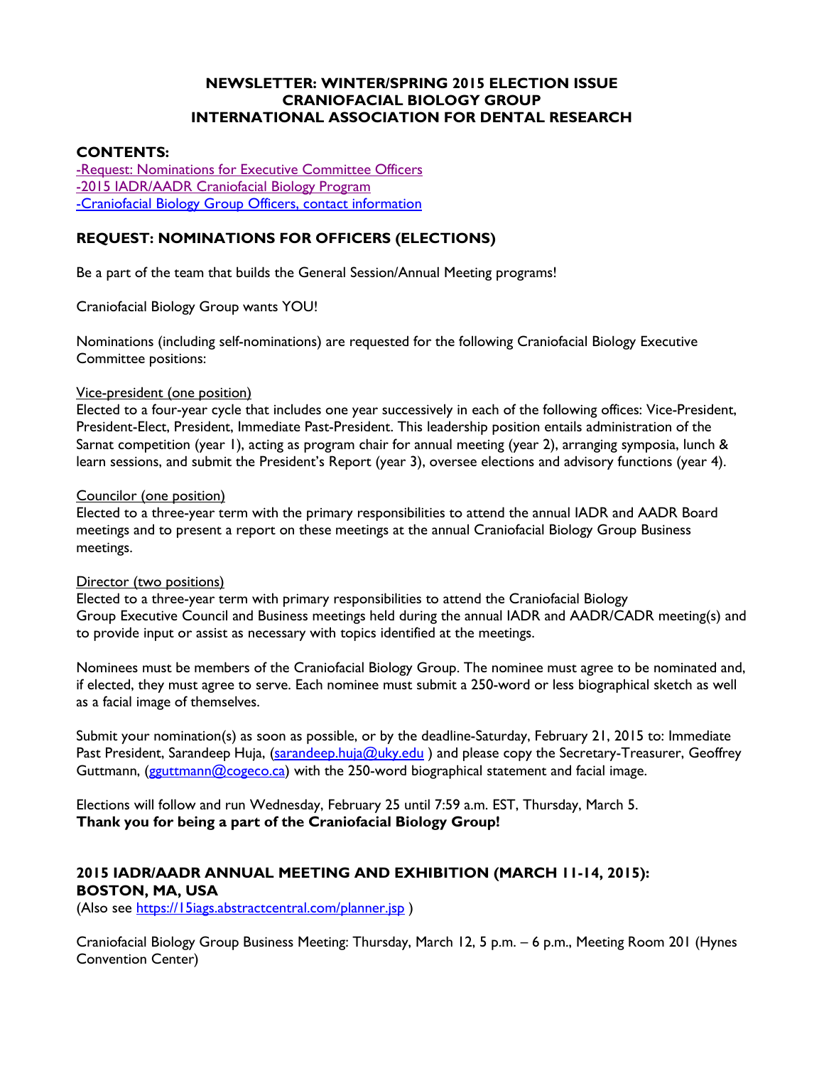**NEWSLETTER: WINTER/SPRING 2015 ELECTION ISSUE**
**CRANIOFACIAL BIOLOGY GROUP**
**INTERNATIONAL ASSOCIATION FOR DENTAL RESEARCH**

**CONTENTS:**

-Request: Nominations for Executive Committee Officers
-2015 IADR/AADR Craniofacial Biology Program
-Craniofacial Biology Group Officers, contact information

## REQUEST: NOMINATIONS FOR OFFICERS (ELECTIONS)

Be a part of the team that builds the General Session/Annual Meeting programs!

Craniofacial Biology Group wants YOU!

Nominations (including self-nominations) are requested for the following Craniofacial Biology Executive Committee positions:

Vice-president (one position)
Elected to a four-year cycle that includes one year successively in each of the following offices: Vice-President, President-Elect, President, Immediate Past-President. This leadership position entails administration of the Sarnat competition (year 1), acting as program chair for annual meeting (year 2), arranging symposia, lunch & learn sessions, and submit the President's Report (year 3), oversee elections and advisory functions (year 4).

Councilor (one position)
Elected to a three-year term with the primary responsibilities to attend the annual IADR and AADR Board meetings and to present a report on these meetings at the annual Craniofacial Biology Group Business meetings.

Director (two positions)
Elected to a three-year term with primary responsibilities to attend the Craniofacial Biology Group Executive Council and Business meetings held during the annual IADR and AADR/CADR meeting(s) and to provide input or assist as necessary with topics identified at the meetings.

Nominees must be members of the Craniofacial Biology Group. The nominee must agree to be nominated and, if elected, they must agree to serve. Each nominee must submit a 250-word or less biographical sketch as well as a facial image of themselves.

Submit your nomination(s) as soon as possible, or by the deadline-Saturday, February 21, 2015 to: Immediate Past President, Sarandeep Huja, (sarandeep.huja@uky.edu ) and please copy the Secretary-Treasurer, Geoffrey Guttmann, (gguttmann@cogeco.ca) with the 250-word biographical statement and facial image.

Elections will follow and run Wednesday, February 25 until 7:59 a.m. EST, Thursday, March 5.
**Thank you for being a part of the Craniofacial Biology Group!**

## 2015 IADR/AADR ANNUAL MEETING AND EXHIBITION (MARCH 11-14, 2015): BOSTON, MA, USA

(Also see https://15iags.abstractcentral.com/planner.jsp )

Craniofacial Biology Group Business Meeting: Thursday, March 12, 5 p.m. – 6 p.m., Meeting Room 201 (Hynes Convention Center)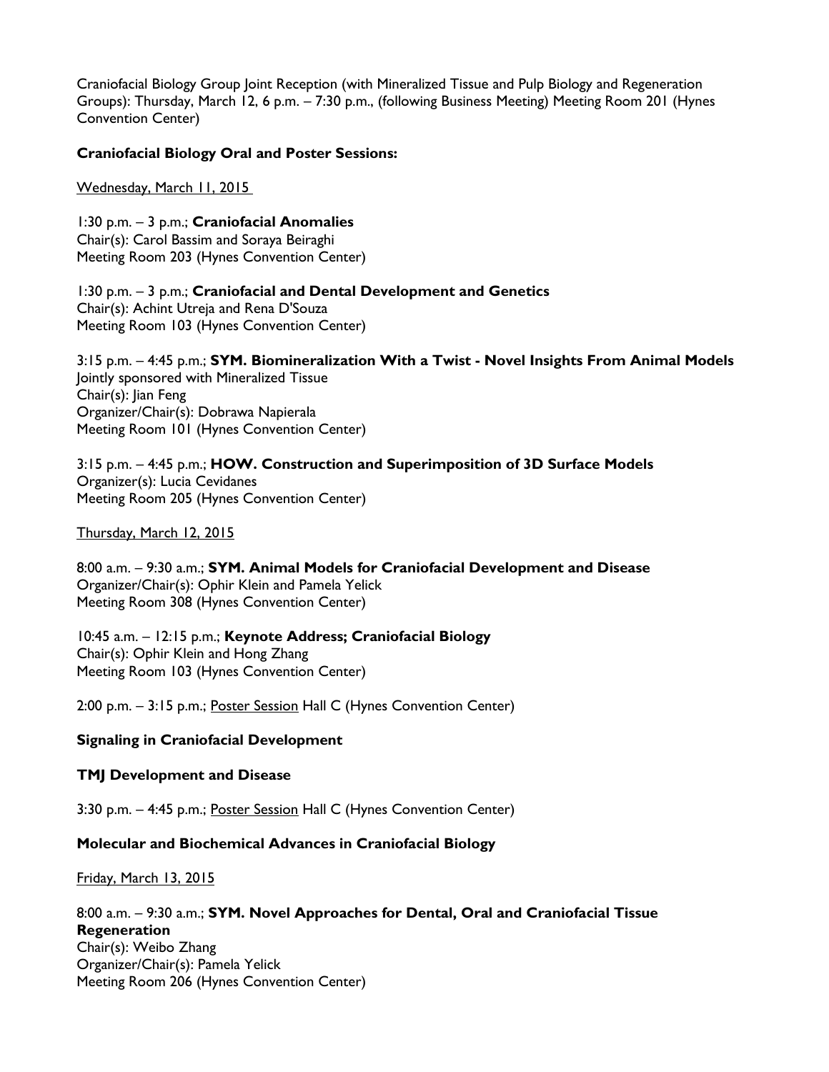Craniofacial Biology Group Joint Reception (with Mineralized Tissue and Pulp Biology and Regeneration Groups): Thursday, March 12, 6 p.m. – 7:30 p.m., (following Business Meeting) Meeting Room 201 (Hynes Convention Center)

**Craniofacial Biology Oral and Poster Sessions:**

<u>Wednesday, March 11, 2015</u>

1:30 p.m. – 3 p.m.; **Craniofacial Anomalies**
Chair(s): Carol Bassim and Soraya Beiraghi
Meeting Room 203 (Hynes Convention Center)

1:30 p.m. – 3 p.m.; **Craniofacial and Dental Development and Genetics**
Chair(s): Achint Utreja and Rena D'Souza
Meeting Room 103 (Hynes Convention Center)

3:15 p.m. – 4:45 p.m.; **SYM. Biomineralization With a Twist - Novel Insights From Animal Models**
Jointly sponsored with Mineralized Tissue
Chair(s): Jian Feng
Organizer/Chair(s): Dobrawa Napierala
Meeting Room 101 (Hynes Convention Center)

3:15 p.m. – 4:45 p.m.; **HOW. Construction and Superimposition of 3D Surface Models**
Organizer(s): Lucia Cevidanes
Meeting Room 205 (Hynes Convention Center)

<u>Thursday, March 12, 2015</u>

8:00 a.m. – 9:30 a.m.; **SYM. Animal Models for Craniofacial Development and Disease**
Organizer/Chair(s): Ophir Klein and Pamela Yelick
Meeting Room 308 (Hynes Convention Center)

10:45 a.m. – 12:15 p.m.; **Keynote Address; Craniofacial Biology**
Chair(s): Ophir Klein and Hong Zhang
Meeting Room 103 (Hynes Convention Center)

2:00 p.m. – 3:15 p.m.; <u>Poster Session</u> Hall C (Hynes Convention Center)

**Signaling in Craniofacial Development**

**TMJ Development and Disease**

3:30 p.m. – 4:45 p.m.; <u>Poster Session</u> Hall C (Hynes Convention Center)

**Molecular and Biochemical Advances in Craniofacial Biology**

<u>Friday, March 13, 2015</u>

8:00 a.m. – 9:30 a.m.; **SYM. Novel Approaches for Dental, Oral and Craniofacial Tissue Regeneration**
Chair(s): Weibo Zhang
Organizer/Chair(s): Pamela Yelick
Meeting Room 206 (Hynes Convention Center)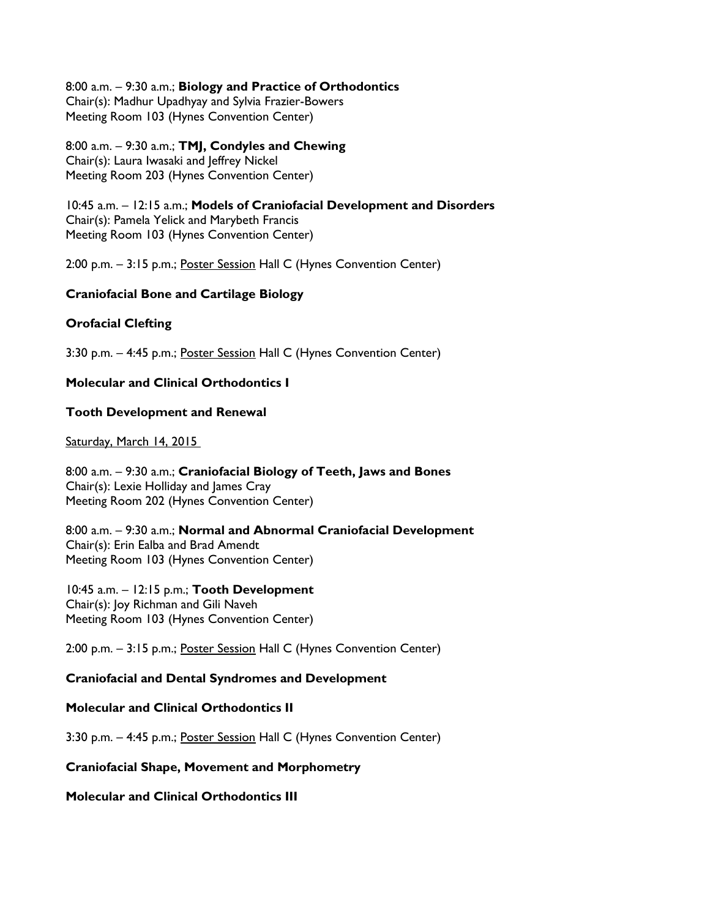8:00 a.m. – 9:30 a.m.; **Biology and Practice of Orthodontics**
Chair(s): Madhur Upadhyay and Sylvia Frazier-Bowers
Meeting Room 103 (Hynes Convention Center)

8:00 a.m. – 9:30 a.m.; **TMJ, Condyles and Chewing**
Chair(s): Laura Iwasaki and Jeffrey Nickel
Meeting Room 203 (Hynes Convention Center)

10:45 a.m. – 12:15 a.m.; **Models of Craniofacial Development and Disorders**
Chair(s): Pamela Yelick and Marybeth Francis
Meeting Room 103 (Hynes Convention Center)

2:00 p.m. – 3:15 p.m.; Poster Session Hall C (Hynes Convention Center)

**Craniofacial Bone and Cartilage Biology**

**Orofacial Clefting**

3:30 p.m. – 4:45 p.m.; Poster Session Hall C (Hynes Convention Center)

**Molecular and Clinical Orthodontics I**

**Tooth Development and Renewal**

Saturday, March 14, 2015

8:00 a.m. – 9:30 a.m.; **Craniofacial Biology of Teeth, Jaws and Bones**
Chair(s): Lexie Holliday and James Cray
Meeting Room 202 (Hynes Convention Center)

8:00 a.m. – 9:30 a.m.; **Normal and Abnormal Craniofacial Development**
Chair(s): Erin Ealba and Brad Amendt
Meeting Room 103 (Hynes Convention Center)

10:45 a.m. – 12:15 p.m.; **Tooth Development**
Chair(s): Joy Richman and Gili Naveh
Meeting Room 103 (Hynes Convention Center)

2:00 p.m. – 3:15 p.m.; Poster Session Hall C (Hynes Convention Center)

**Craniofacial and Dental Syndromes and Development**

**Molecular and Clinical Orthodontics II**

3:30 p.m. – 4:45 p.m.; Poster Session Hall C (Hynes Convention Center)

**Craniofacial Shape, Movement and Morphometry**

**Molecular and Clinical Orthodontics III**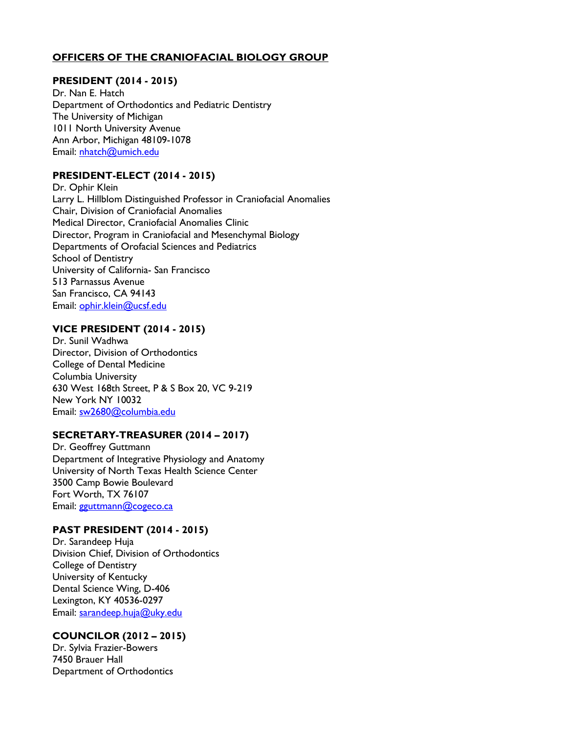## OFFICERS OF THE CRANIOFACIAL BIOLOGY GROUP

### PRESIDENT (2014 - 2015)

Dr. Nan E. Hatch
Department of Orthodontics and Pediatric Dentistry
The University of Michigan
1011 North University Avenue
Ann Arbor, Michigan 48109-1078
Email: nhatch@umich.edu

### PRESIDENT-ELECT (2014 - 2015)

Dr. Ophir Klein
Larry L. Hillblom Distinguished Professor in Craniofacial Anomalies
Chair, Division of Craniofacial Anomalies
Medical Director, Craniofacial Anomalies Clinic
Director, Program in Craniofacial and Mesenchymal Biology
Departments of Orofacial Sciences and Pediatrics
School of Dentistry
University of California- San Francisco
513 Parnassus Avenue
San Francisco, CA 94143
Email: ophir.klein@ucsf.edu

### VICE PRESIDENT (2014 - 2015)

Dr. Sunil Wadhwa
Director, Division of Orthodontics
College of Dental Medicine
Columbia University
630 West 168th Street, P & S Box 20, VC 9-219
New York NY 10032
Email: sw2680@columbia.edu

### SECRETARY-TREASURER (2014 – 2017)

Dr. Geoffrey Guttmann
Department of Integrative Physiology and Anatomy
University of North Texas Health Science Center
3500 Camp Bowie Boulevard
Fort Worth, TX 76107
Email: gguttmann@cogeco.ca

### PAST PRESIDENT (2014 - 2015)

Dr. Sarandeep Huja
Division Chief, Division of Orthodontics
College of Dentistry
University of Kentucky
Dental Science Wing, D-406
Lexington, KY 40536-0297
Email: sarandeep.huja@uky.edu

### COUNCILOR (2012 – 2015)

Dr. Sylvia Frazier-Bowers
7450 Brauer Hall
Department of Orthodontics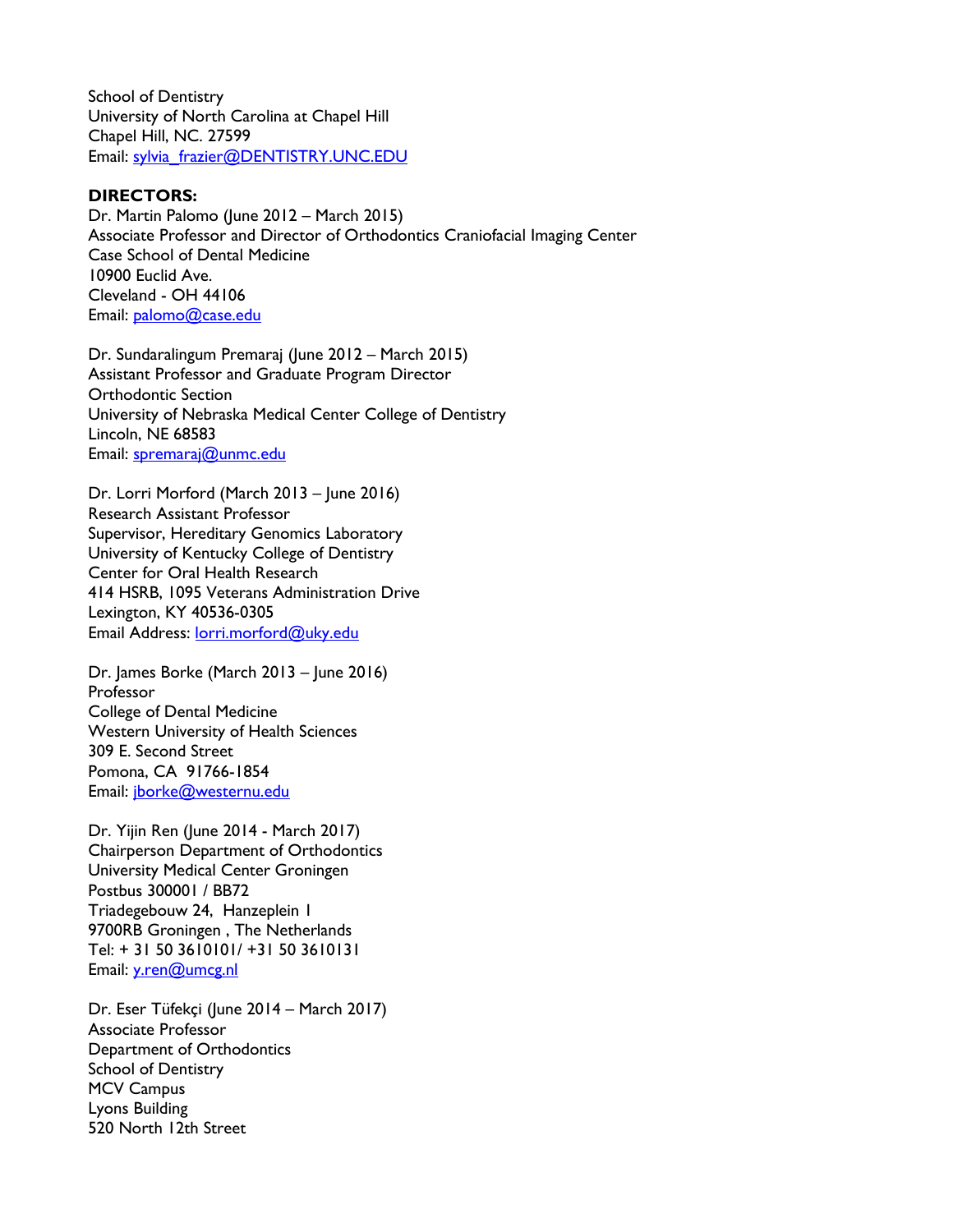School of Dentistry
University of North Carolina at Chapel Hill
Chapel Hill, NC. 27599
Email: sylvia_frazier@DENTISTRY.UNC.EDU

**DIRECTORS:**

Dr. Martin Palomo (June 2012 – March 2015)
Associate Professor and Director of Orthodontics Craniofacial Imaging Center
Case School of Dental Medicine
10900 Euclid Ave.
Cleveland - OH 44106
Email: palomo@case.edu

Dr. Sundaralingum Premaraj (June 2012 – March 2015)
Assistant Professor and Graduate Program Director
Orthodontic Section
University of Nebraska Medical Center College of Dentistry
Lincoln, NE 68583
Email: spremaraj@unmc.edu

Dr. Lorri Morford (March 2013 – June 2016)
Research Assistant Professor
Supervisor, Hereditary Genomics Laboratory
University of Kentucky College of Dentistry
Center for Oral Health Research
414 HSRB, 1095 Veterans Administration Drive
Lexington, KY 40536-0305
Email Address: lorri.morford@uky.edu

Dr. James Borke (March 2013 – June 2016)
Professor
College of Dental Medicine
Western University of Health Sciences
309 E. Second Street
Pomona, CA 91766-1854
Email: jborke@westernu.edu

Dr. Yijin Ren (June 2014 - March 2017)
Chairperson Department of Orthodontics
University Medical Center Groningen
Postbus 300001 / BB72
Triadegebouw 24, Hanzeplein 1
9700RB Groningen , The Netherlands
Tel: + 31 50 3610101/ +31 50 3610131
Email: y.ren@umcg.nl

Dr. Eser Tüfekçi (June 2014 – March 2017)
Associate Professor
Department of Orthodontics
School of Dentistry
MCV Campus
Lyons Building
520 North 12th Street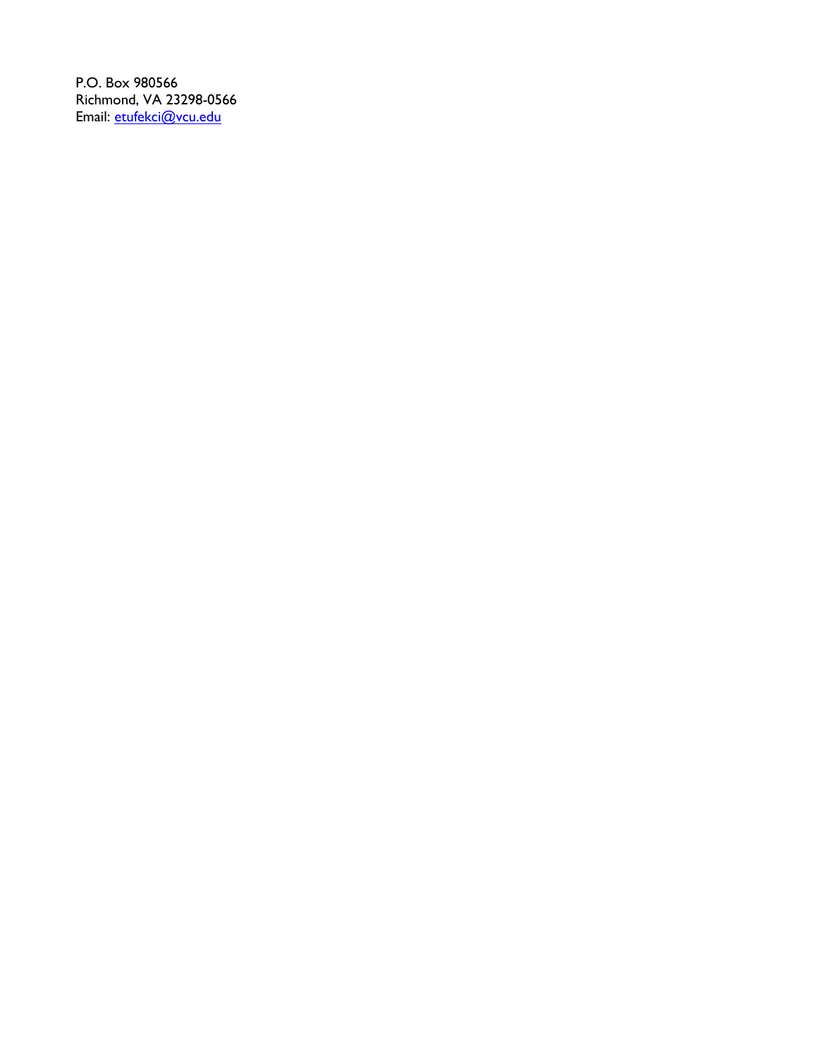P.O. Box 980566
Richmond, VA 23298-0566
Email: etufekci@vcu.edu